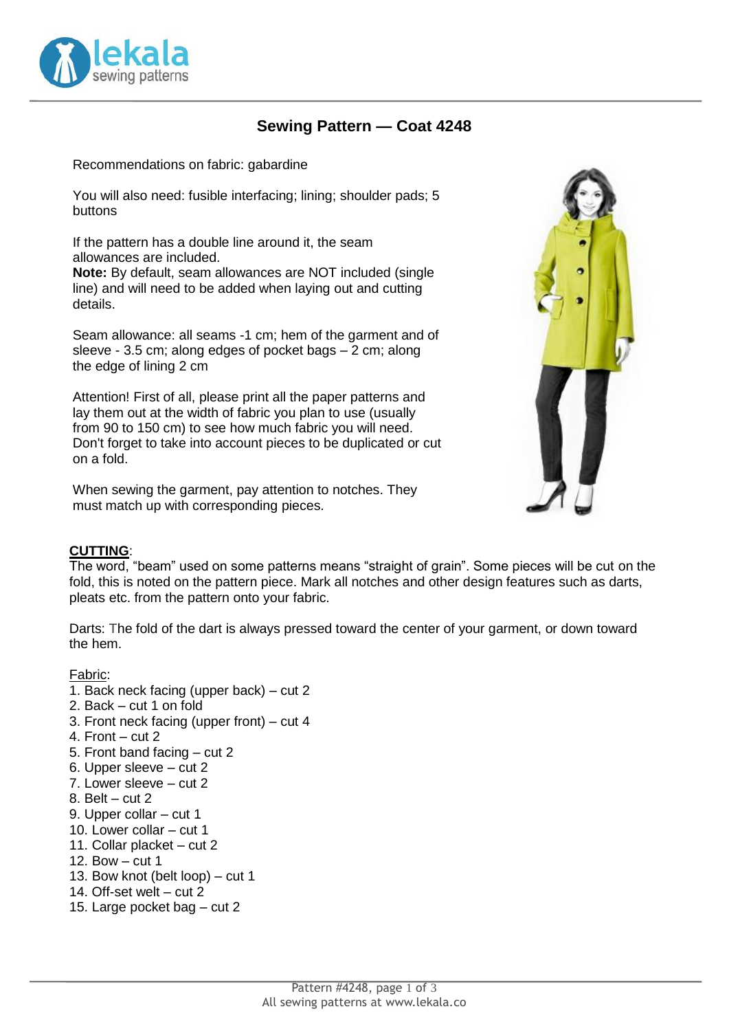# Sewing Pattern — Coat 4248

Recommendations on fabric: gabardine

You will also need: fusible interfacing; lining; shoulder pads; 5 buttons

If the pattern has a double line around it, the seam allowances are included.
**Note:** By default, seam allowances are NOT included (single line) and will need to be added when laying out and cutting details.

Seam allowance: all seams -1 cm; hem of the garment and of sleeve - 3.5 cm; along edges of pocket bags – 2 cm; along the edge of lining 2 cm

Attention! First of all, please print all the paper patterns and lay them out at the width of fabric you plan to use (usually from 90 to 150 cm) to see how much fabric you will need. Don't forget to take into account pieces to be duplicated or cut on a fold.

When sewing the garment, pay attention to notches. They must match up with corresponding pieces.

**CUTTING**:
The word, "beam" used on some patterns means "straight of grain". Some pieces will be cut on the fold, this is noted on the pattern piece. Mark all notches and other design features such as darts, pleats etc. from the pattern onto your fabric.

Darts: The fold of the dart is always pressed toward the center of your garment, or down toward the hem.

Fabric:

1. Back neck facing (upper back) – cut 2
2. Back – cut 1 on fold
3. Front neck facing (upper front) – cut 4
4. Front – cut 2
5. Front band facing – cut 2
6. Upper sleeve – cut 2
7. Lower sleeve – cut 2
8. Belt – cut 2
9. Upper collar – cut 1
10. Lower collar – cut 1
11. Collar placket – cut 2
12. Bow – cut 1
13. Bow knot (belt loop) – cut 1
14. Off-set welt – cut 2
15. Large pocket bag – cut 2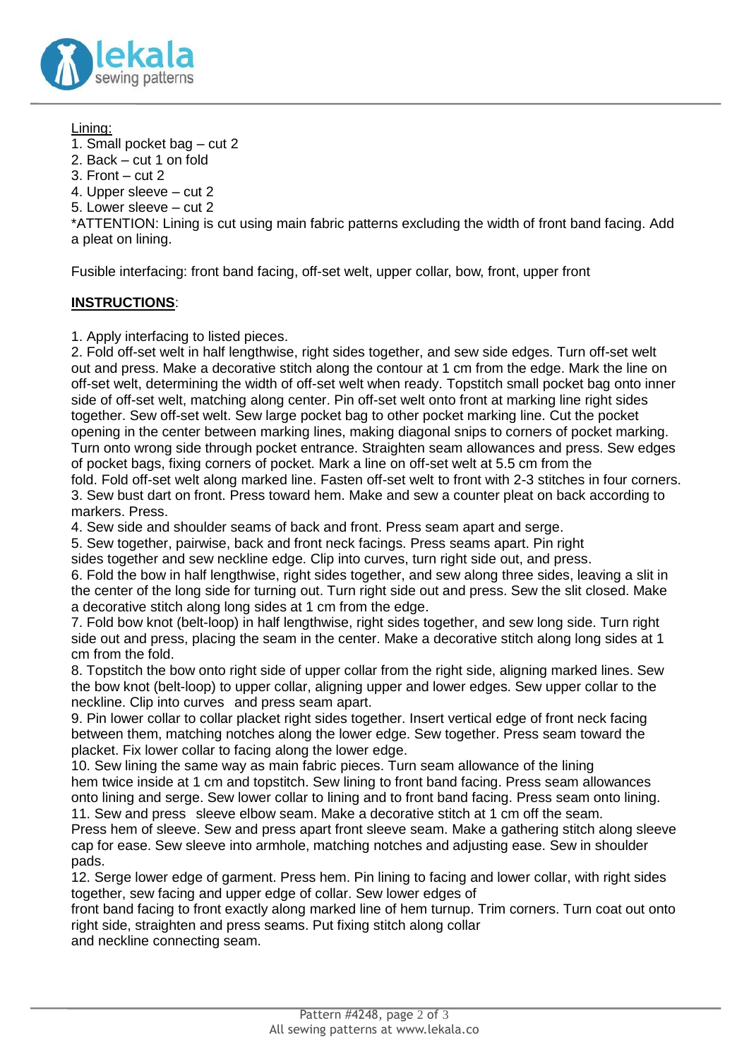Lining:

1. Small pocket bag – cut 2
2. Back – cut 1 on fold
3. Front – cut 2
4. Upper sleeve – cut 2
5. Lower sleeve – cut 2

*ATTENTION: Lining is cut using main fabric patterns excluding the width of front band facing. Add a pleat on lining.

Fusible interfacing: front band facing, off-set welt, upper collar, bow, front, upper front

**INSTRUCTIONS**:

1. Apply interfacing to listed pieces.
2. Fold off-set welt in half lengthwise, right sides together, and sew side edges. Turn off-set welt out and press. Make a decorative stitch along the contour at 1 cm from the edge. Mark the line on off-set welt, determining the width of off-set welt when ready. Topstitch small pocket bag onto inner side of off-set welt, matching along center. Pin off-set welt onto front at marking line right sides together. Sew off-set welt. Sew large pocket bag to other pocket marking line. Cut the pocket opening in the center between marking lines, making diagonal snips to corners of pocket marking. Turn onto wrong side through pocket entrance. Straighten seam allowances and press. Sew edges of pocket bags, fixing corners of pocket. Mark a line on off-set welt at 5.5 cm from the fold. Fold off-set welt along marked line. Fasten off-set welt to front with 2-3 stitches in four corners.
3. Sew bust dart on front. Press toward hem. Make and sew a counter pleat on back according to markers. Press.
4. Sew side and shoulder seams of back and front. Press seam apart and serge.
5. Sew together, pairwise, back and front neck facings. Press seams apart. Pin right sides together and sew neckline edge. Clip into curves, turn right side out, and press.
6. Fold the bow in half lengthwise, right sides together, and sew along three sides, leaving a slit in the center of the long side for turning out. Turn right side out and press. Sew the slit closed. Make a decorative stitch along long sides at 1 cm from the edge.
7. Fold bow knot (belt-loop) in half lengthwise, right sides together, and sew long side. Turn right side out and press, placing the seam in the center. Make a decorative stitch along long sides at 1 cm from the fold.
8. Topstitch the bow onto right side of upper collar from the right side, aligning marked lines. Sew the bow knot (belt-loop) to upper collar, aligning upper and lower edges. Sew upper collar to the neckline. Clip into curves and press seam apart.
9. Pin lower collar to collar placket right sides together. Insert vertical edge of front neck facing between them, matching notches along the lower edge. Sew together. Press seam toward the placket. Fix lower collar to facing along the lower edge.
10. Sew lining the same way as main fabric pieces. Turn seam allowance of the lining hem twice inside at 1 cm and topstitch. Sew lining to front band facing. Press seam allowances onto lining and serge. Sew lower collar to lining and to front band facing. Press seam onto lining.
11. Sew and press sleeve elbow seam. Make a decorative stitch at 1 cm off the seam. Press hem of sleeve. Sew and press apart front sleeve seam. Make a gathering stitch along sleeve cap for ease. Sew sleeve into armhole, matching notches and adjusting ease. Sew in shoulder pads.
12. Serge lower edge of garment. Press hem. Pin lining to facing and lower collar, with right sides together, sew facing and upper edge of collar. Sew lower edges of front band facing to front exactly along marked line of hem turnup. Trim corners. Turn coat out onto right side, straighten and press seams. Put fixing stitch along collar and neckline connecting seam.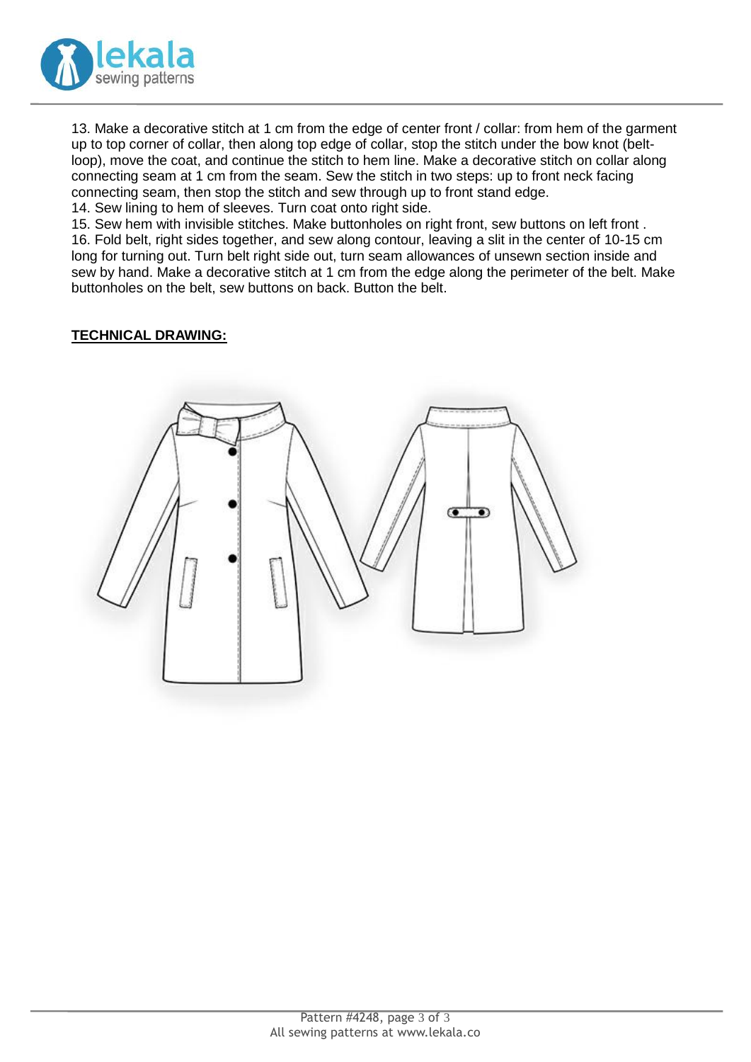13. Make a decorative stitch at 1 cm from the edge of center front / collar: from hem of the garment up to top corner of collar, then along top edge of collar, stop the stitch under the bow knot (belt-loop), move the coat, and continue the stitch to hem line. Make a decorative stitch on collar along connecting seam at 1 cm from the seam. Sew the stitch in two steps: up to front neck facing connecting seam, then stop the stitch and sew through up to front stand edge.
14. Sew lining to hem of sleeves. Turn coat onto right side.
15. Sew hem with invisible stitches. Make buttonholes on right front, sew buttons on left front .
16. Fold belt, right sides together, and sew along contour, leaving a slit in the center of 10-15 cm long for turning out. Turn belt right side out, turn seam allowances of unsewn section inside and sew by hand. Make a decorative stitch at 1 cm from the edge along the perimeter of the belt. Make buttonholes on the belt, sew buttons on back. Button the belt.

**TECHNICAL DRAWING:**